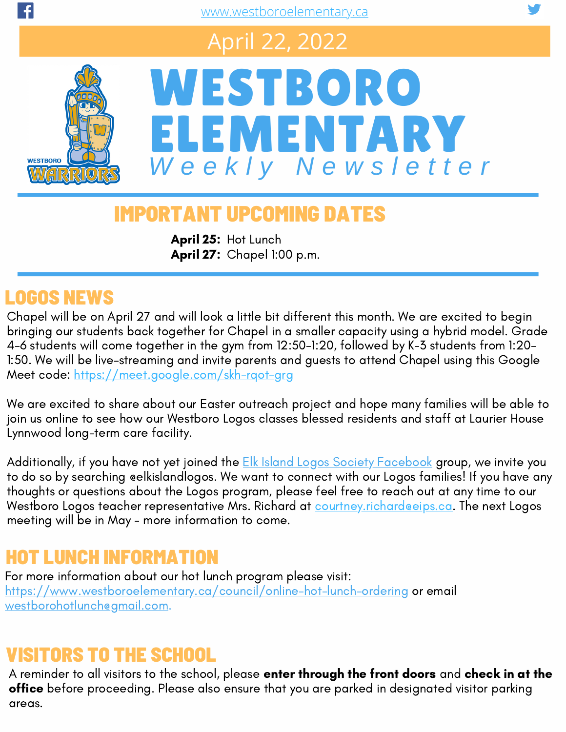www.westboroelementary.ca

April 22, 2022

# WESTBORO ELEMENTARY

*Weekly Newsletter*

## IMPORTANT UPCOMING DATES

**April 25:** Hot Lunch
**April 27:** Chapel 1:00 p.m.

## LOGOS NEWS

Chapel will be on April 27 and will look a little bit different this month. We are excited to begin bringing our students back together for Chapel in a smaller capacity using a hybrid model. Grade 4-6 students will come together in the gym from 12:50-1:20, followed by K-3 students from 1:20-1:50. We will be live-streaming and invite parents and guests to attend Chapel using this Google Meet code: https://meet.google.com/skh-rqot-grg

We are excited to share about our Easter outreach project and hope many families will be able to join us online to see how our Westboro Logos classes blessed residents and staff at Laurier House Lynnwood long-term care facility.

Additionally, if you have not yet joined the Elk Island Logos Society Facebook group, we invite you to do so by searching @elkislandlogos. We want to connect with our Logos families! If you have any thoughts or questions about the Logos program, please feel free to reach out at any time to our Westboro Logos teacher representative Mrs. Richard at courtney.richard@eips.ca. The next Logos meeting will be in May - more information to come.

## HOT LUNCH INFORMATION

For more information about our hot lunch program please visit: https://www.westboroelementary.ca/council/online-hot-lunch-ordering or email westborohotlunch@gmail.com.

## VISITORS TO THE SCHOOL

A reminder to all visitors to the school, please **enter through the front doors** and **check in at the office** before proceeding. Please also ensure that you are parked in designated visitor parking areas.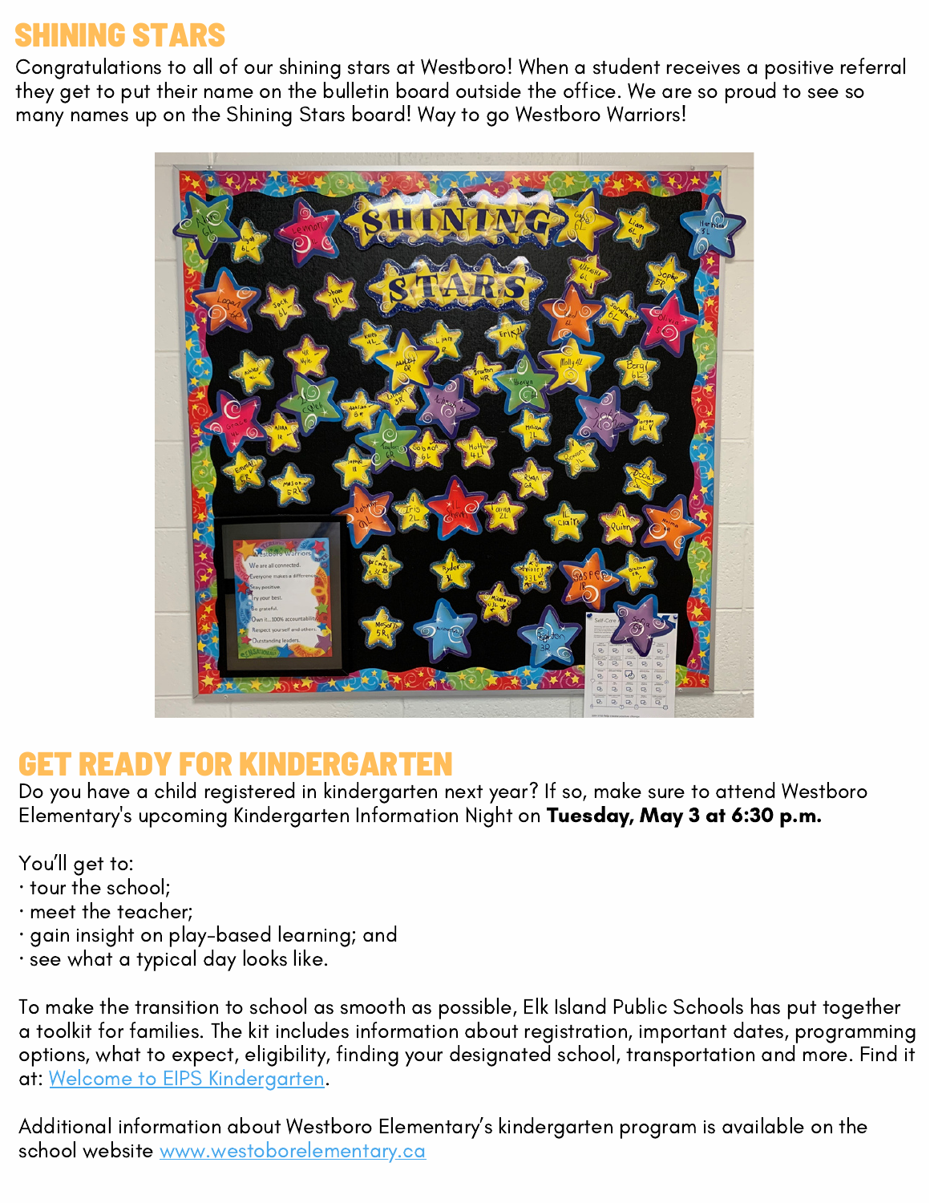## SHINING STARS

Congratulations to all of our shining stars at Westboro! When a student receives a positive referral they get to put their name on the bulletin board outside the office. We are so proud to see so many names up on the Shining Stars board! Way to go Westboro Warriors!

## GET READY FOR KINDERGARTEN

Do you have a child registered in kindergarten next year? If so, make sure to attend Westboro Elementary's upcoming Kindergarten Information Night on **Tuesday, May 3 at 6:30 p.m.**

You'll get to:

- tour the school;
- meet the teacher;
- gain insight on play-based learning; and
- see what a typical day looks like.

To make the transition to school as smooth as possible, Elk Island Public Schools has put together a toolkit for families. The kit includes information about registration, important dates, programming options, what to expect, eligibility, finding your designated school, transportation and more. Find it at: [Welcome to EIPS Kindergarten](#).

Additional information about Westboro Elementary's kindergarten program is available on the school website [www.westoborelementary.ca](http://www.westoborelementary.ca)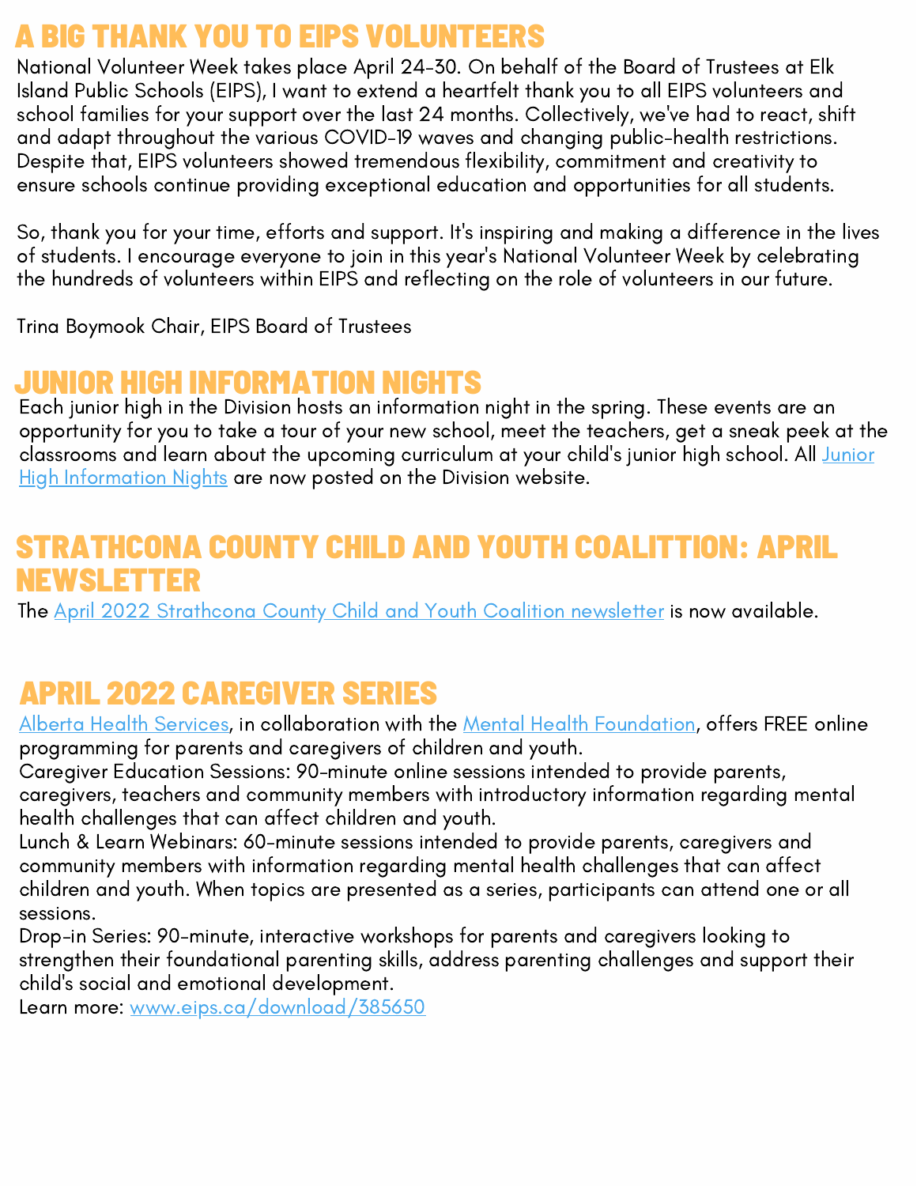## A BIG THANK YOU TO EIPS VOLUNTEERS

National Volunteer Week takes place April 24-30. On behalf of the Board of Trustees at Elk Island Public Schools (EIPS), I want to extend a heartfelt thank you to all EIPS volunteers and school families for your support over the last 24 months. Collectively, we've had to react, shift and adapt throughout the various COVID-19 waves and changing public-health restrictions. Despite that, EIPS volunteers showed tremendous flexibility, commitment and creativity to ensure schools continue providing exceptional education and opportunities for all students.

So, thank you for your time, efforts and support. It's inspiring and making a difference in the lives of students. I encourage everyone to join in this year's National Volunteer Week by celebrating the hundreds of volunteers within EIPS and reflecting on the role of volunteers in our future.

Trina Boymook Chair, EIPS Board of Trustees

## JUNIOR HIGH INFORMATION NIGHTS

Each junior high in the Division hosts an information night in the spring. These events are an opportunity for you to take a tour of your new school, meet the teachers, get a sneak peek at the classrooms and learn about the upcoming curriculum at your child's junior high school. All Junior High Information Nights are now posted on the Division website.

## STRATHCONA COUNTY CHILD AND YOUTH COALITTION: APRIL NEWSLETTER

The April 2022 Strathcona County Child and Youth Coalition newsletter is now available.

## APRIL 2022 CAREGIVER SERIES

Alberta Health Services, in collaboration with the Mental Health Foundation, offers FREE online programming for parents and caregivers of children and youth.
Caregiver Education Sessions: 90-minute online sessions intended to provide parents, caregivers, teachers and community members with introductory information regarding mental health challenges that can affect children and youth.
Lunch & Learn Webinars: 60-minute sessions intended to provide parents, caregivers and community members with information regarding mental health challenges that can affect children and youth. When topics are presented as a series, participants can attend one or all sessions.
Drop-in Series: 90-minute, interactive workshops for parents and caregivers looking to strengthen their foundational parenting skills, address parenting challenges and support their child's social and emotional development.
Learn more: www.eips.ca/download/385650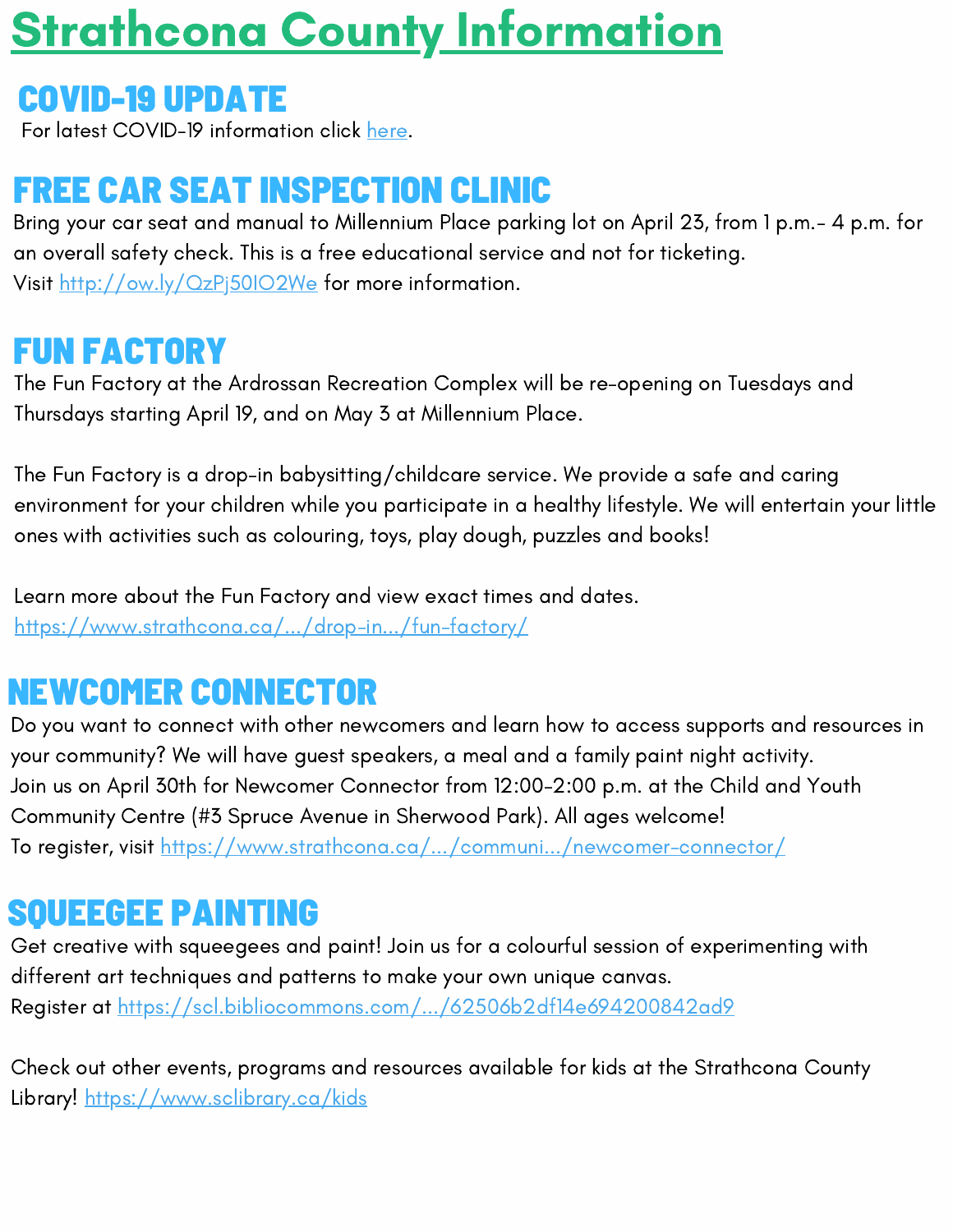# Strathcona County Information

## COVID-19 UPDATE

For latest COVID-19 information click here.

## FREE CAR SEAT INSPECTION CLINIC

Bring your car seat and manual to Millennium Place parking lot on April 23, from 1 p.m.- 4 p.m. for an overall safety check. This is a free educational service and not for ticketing.
Visit http://ow.ly/QzPj50IO2We for more information.

## FUN FACTORY

The Fun Factory at the Ardrossan Recreation Complex will be re-opening on Tuesdays and Thursdays starting April 19, and on May 3 at Millennium Place.

The Fun Factory is a drop-in babysitting/childcare service. We provide a safe and caring environment for your children while you participate in a healthy lifestyle. We will entertain your little ones with activities such as colouring, toys, play dough, puzzles and books!

Learn more about the Fun Factory and view exact times and dates.
https://www.strathcona.ca/.../drop-in.../fun-factory/

## NEWCOMER CONNECTOR

Do you want to connect with other newcomers and learn how to access supports and resources in your community? We will have guest speakers, a meal and a family paint night activity.
Join us on April 30th for Newcomer Connector from 12:00-2:00 p.m. at the Child and Youth Community Centre (#3 Spruce Avenue in Sherwood Park). All ages welcome!
To register, visit https://www.strathcona.ca/.../communi.../newcomer-connector/

## SQUEEGEE PAINTING

Get creative with squeegees and paint! Join us for a colourful session of experimenting with different art techniques and patterns to make your own unique canvas.
Register at https://scl.bibliocommons.com/.../62506b2df14e694200842ad9

Check out other events, programs and resources available for kids at the Strathcona County Library! https://www.sclibrary.ca/kids